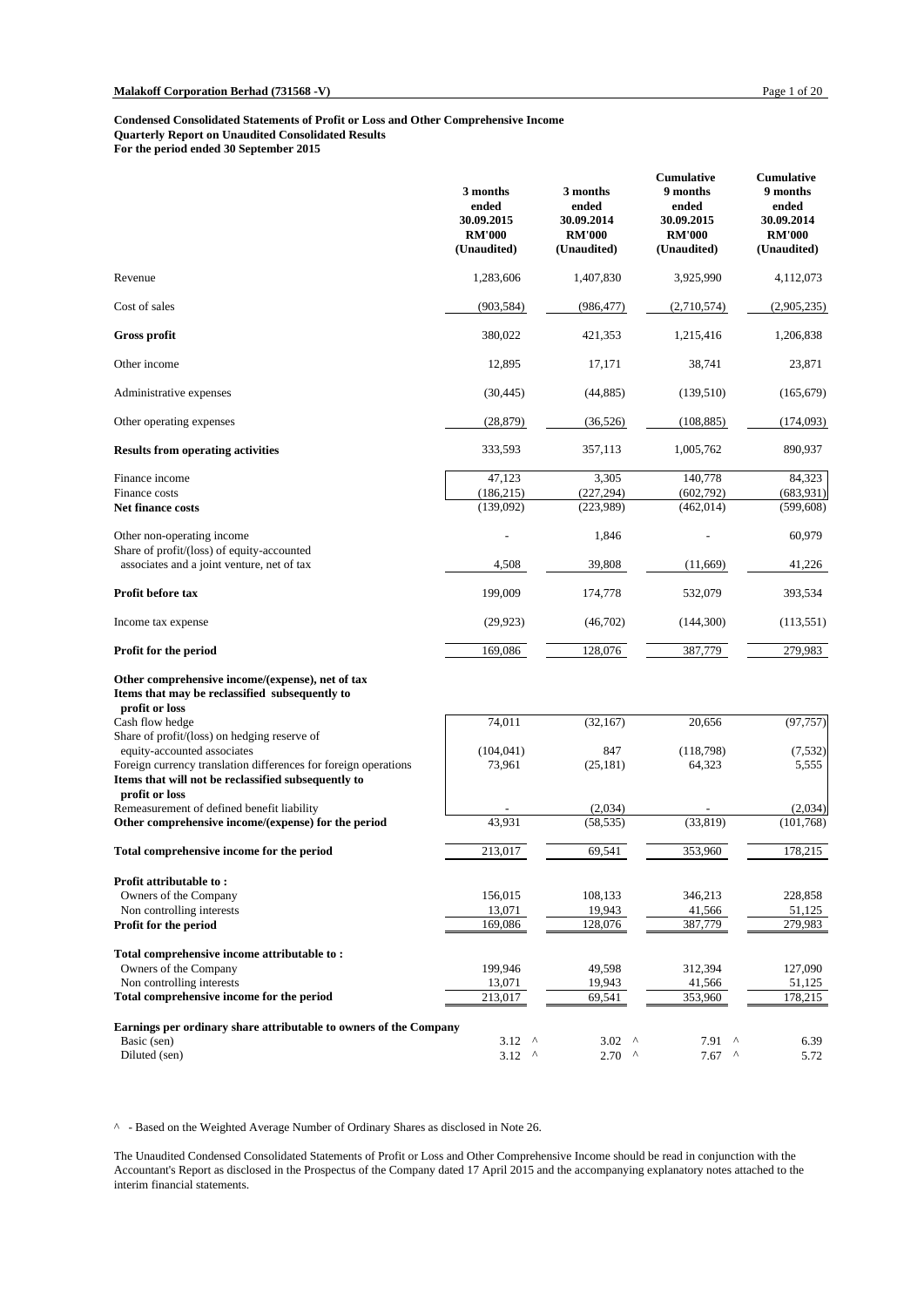**Malakoff Corporation Berhad (731568 -V)**

**Condensed Consolidated Statements of Profit or Loss and Other Comprehensive Income**
**Quarterly Report on Unaudited Consolidated Results**
**For the period ended 30 September 2015**

| | 3 months ended 30.09.2015 RM'000 (Unaudited) | 3 months ended 30.09.2014 RM'000 (Unaudited) | Cumulative 9 months ended 30.09.2015 RM'000 (Unaudited) | Cumulative 9 months ended 30.09.2014 RM'000 (Unaudited) |
|---|---|---|---|---|
| Revenue | 1,283,606 | 1,407,830 | 3,925,990 | 4,112,073 |
| Cost of sales | (903,584) | (986,477) | (2,710,574) | (2,905,235) |
| **Gross profit** | 380,022 | 421,353 | 1,215,416 | 1,206,838 |
| Other income | 12,895 | 17,171 | 38,741 | 23,871 |
| Administrative expenses | (30,445) | (44,885) | (139,510) | (165,679) |
| Other operating expenses | (28,879) | (36,526) | (108,885) | (174,093) |
| **Results from operating activities** | 333,593 | 357,113 | 1,005,762 | 890,937 |
| Finance income | 47,123 | 3,305 | 140,778 | 84,323 |
| Finance costs | (186,215) | (227,294) | (602,792) | (683,931) |
| **Net finance costs** | (139,092) | (223,989) | (462,014) | (599,608) |
| Other non-operating income | - | 1,846 | - | 60,979 |
| Share of profit/(loss) of equity-accounted associates and a joint venture, net of tax | 4,508 | 39,808 | (11,669) | 41,226 |
| **Profit before tax** | 199,009 | 174,778 | 532,079 | 393,534 |
| Income tax expense | (29,923) | (46,702) | (144,300) | (113,551) |
| **Profit for the period** | 169,086 | 128,076 | 387,779 | 279,983 |
| **Other comprehensive income/(expense), net of tax** | | | | |
| **Items that may be reclassified subsequently to profit or loss** | | | | |
| Cash flow hedge | 74,011 | (32,167) | 20,656 | (97,757) |
| Share of profit/(loss) on hedging reserve of equity-accounted associates | (104,041) | 847 | (118,798) | (7,532) |
| Foreign currency translation differences for foreign operations | 73,961 | (25,181) | 64,323 | 5,555 |
| **Items that will not be reclassified subsequently to profit or loss** | | | | |
| Remeasurement of defined benefit liability | - | (2,034) | - | (2,034) |
| **Other comprehensive income/(expense) for the period** | 43,931 | (58,535) | (33,819) | (101,768) |
| **Total comprehensive income for the period** | 213,017 | 69,541 | 353,960 | 178,215 |
| **Profit attributable to :** | | | | |
| Owners of the Company | 156,015 | 108,133 | 346,213 | 228,858 |
| Non controlling interests | 13,071 | 19,943 | 41,566 | 51,125 |
| **Profit for the period** | 169,086 | 128,076 | 387,779 | 279,983 |
| **Total comprehensive income attributable to :** | | | | |
| Owners of the Company | 199,946 | 49,598 | 312,394 | 127,090 |
| Non controlling interests | 13,071 | 19,943 | 41,566 | 51,125 |
| **Total comprehensive income for the period** | 213,017 | 69,541 | 353,960 | 178,215 |
| **Earnings per ordinary share attributable to owners of the Company** | | | | |
| Basic (sen) | 3.12 ^ | 3.02 ^ | 7.91 ^ | 6.39 |
| Diluted (sen) | 3.12 ^ | 2.70 ^ | 7.67 ^ | 5.72 |

^ - Based on the Weighted Average Number of Ordinary Shares as disclosed in Note 26.

The Unaudited Condensed Consolidated Statements of Profit or Loss and Other Comprehensive Income should be read in conjunction with the Accountant's Report as disclosed in the Prospectus of the Company dated 17 April 2015 and the accompanying explanatory notes attached to the interim financial statements.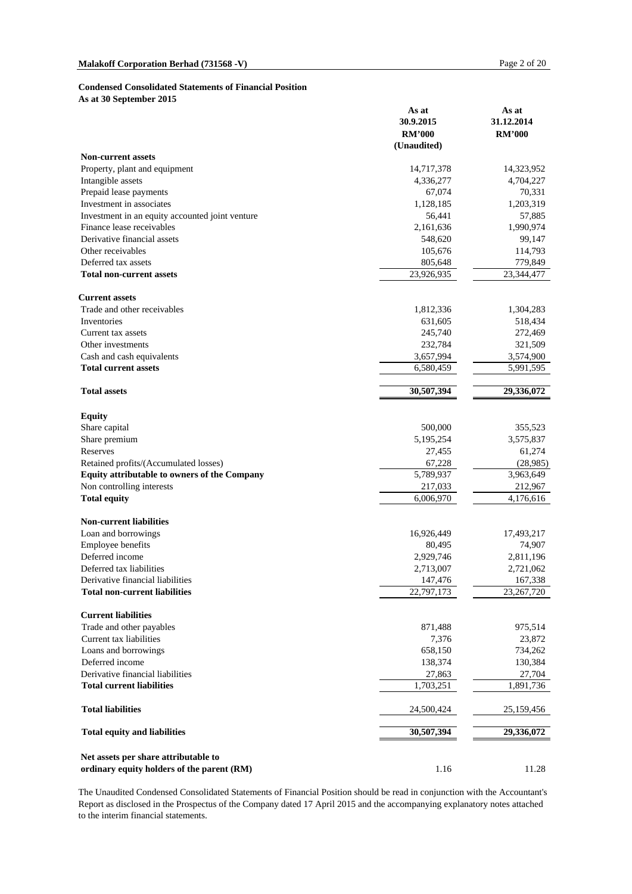**Condensed Consolidated Statements of Financial Position**
**As at 30 September 2015**

| | As at 30.9.2015 RM'000 (Unaudited) | As at 31.12.2014 RM'000 |
|---|---|---|
| **Non-current assets** | | |
| Property, plant and equipment | 14,717,378 | 14,323,952 |
| Intangible assets | 4,336,277 | 4,704,227 |
| Prepaid lease payments | 67,074 | 70,331 |
| Investment in associates | 1,128,185 | 1,203,319 |
| Investment in an equity accounted joint venture | 56,441 | 57,885 |
| Finance lease receivables | 2,161,636 | 1,990,974 |
| Derivative financial assets | 548,620 | 99,147 |
| Other receivables | 105,676 | 114,793 |
| Deferred tax assets | 805,648 | 779,849 |
| **Total non-current assets** | 23,926,935 | 23,344,477 |
| **Current assets** | | |
| Trade and other receivables | 1,812,336 | 1,304,283 |
| Inventories | 631,605 | 518,434 |
| Current tax assets | 245,740 | 272,469 |
| Other investments | 232,784 | 321,509 |
| Cash and cash equivalents | 3,657,994 | 3,574,900 |
| **Total current assets** | 6,580,459 | 5,991,595 |
| **Total assets** | **30,507,394** | **29,336,072** |
| **Equity** | | |
| Share capital | 500,000 | 355,523 |
| Share premium | 5,195,254 | 3,575,837 |
| Reserves | 27,455 | 61,274 |
| Retained profits/(Accumulated losses) | 67,228 | (28,985) |
| **Equity attributable to owners of the Company** | 5,789,937 | 3,963,649 |
| Non controlling interests | 217,033 | 212,967 |
| **Total equity** | 6,006,970 | 4,176,616 |
| **Non-current liabilities** | | |
| Loan and borrowings | 16,926,449 | 17,493,217 |
| Employee benefits | 80,495 | 74,907 |
| Deferred income | 2,929,746 | 2,811,196 |
| Deferred tax liabilities | 2,713,007 | 2,721,062 |
| Derivative financial liabilities | 147,476 | 167,338 |
| **Total non-current liabilities** | 22,797,173 | 23,267,720 |
| **Current liabilities** | | |
| Trade and other payables | 871,488 | 975,514 |
| Current tax liabilities | 7,376 | 23,872 |
| Loans and borrowings | 658,150 | 734,262 |
| Deferred income | 138,374 | 130,384 |
| Derivative financial liabilities | 27,863 | 27,704 |
| **Total current liabilities** | 1,703,251 | 1,891,736 |
| **Total liabilities** | 24,500,424 | 25,159,456 |
| **Total equity and liabilities** | **30,507,394** | **29,336,072** |
| **Net assets per share attributable to ordinary equity holders of the parent (RM)** | 1.16 | 11.28 |

The Unaudited Condensed Consolidated Statements of Financial Position should be read in conjunction with the Accountant's Report as disclosed in the Prospectus of the Company dated 17 April 2015 and the accompanying explanatory notes attached to the interim financial statements.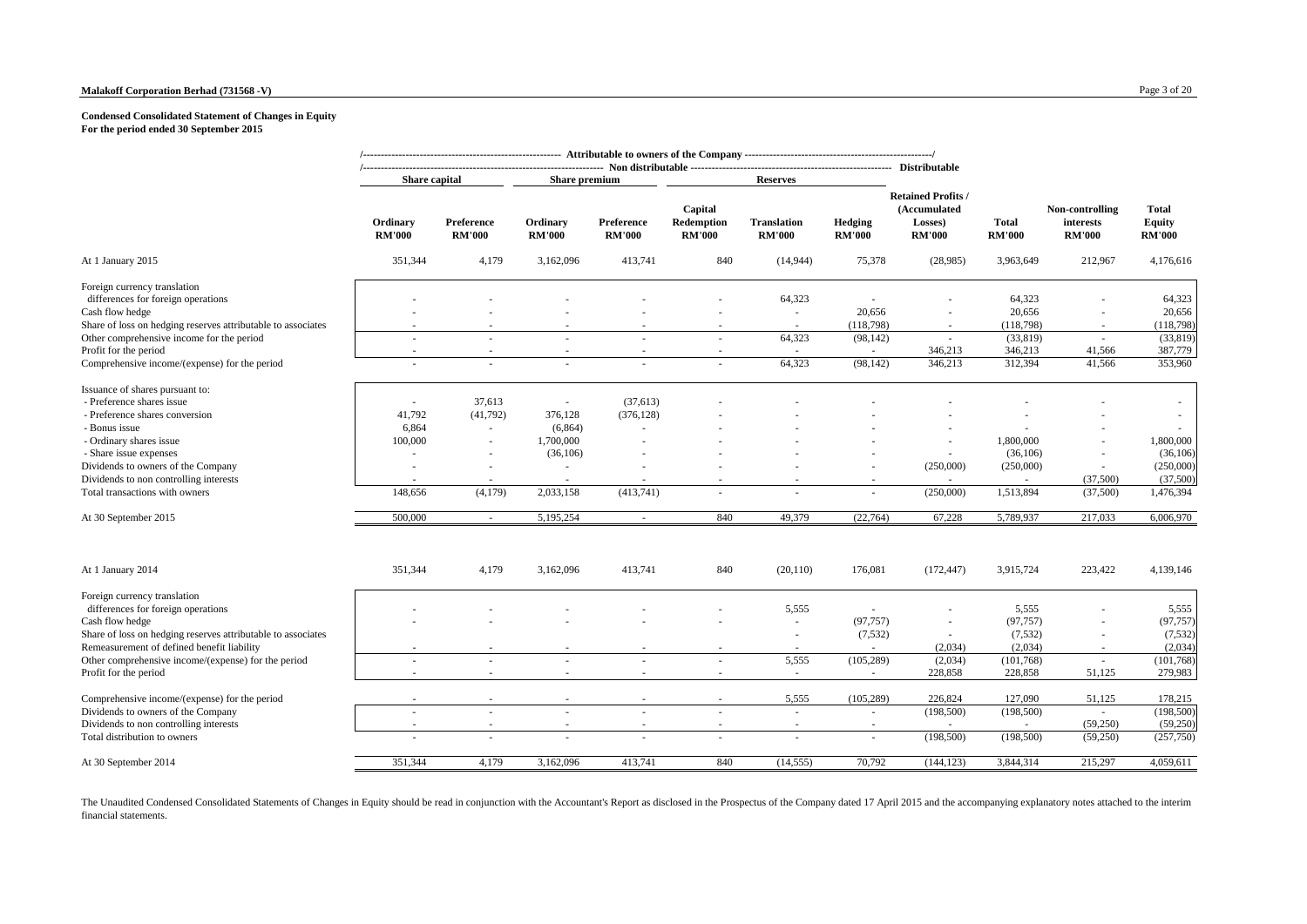**Malakoff Corporation Berhad (731568 -V)**

**Condensed Consolidated Statement of Changes in Equity**
**For the period ended 30 September 2015**

| | Attributable to owners of the Company | | | | | | | | | | |
|---|---|---|---|---|---|---|---|---|---|---|---|
| | Non distributable | | | | | | | Distributable | | | |
| | Share capital | | Share premium | | Reserves | | | | | | |
| | Ordinary RM'000 | Preference RM'000 | Ordinary RM'000 | Preference RM'000 | Capital Redemption RM'000 | Translation RM'000 | Hedging RM'000 | Retained Profits / (Accumulated Losses) RM'000 | Total RM'000 | Non-controlling interests RM'000 | Total Equity RM'000 |
| At 1 January 2015 | 351,344 | 4,179 | 3,162,096 | 413,741 | 840 | (14,944) | 75,378 | (28,985) | 3,963,649 | 212,967 | 4,176,616 |
| Foreign currency translation differences for foreign operations | - | - | - | - | - | 64,323 | - | - | 64,323 | - | 64,323 |
| Cash flow hedge | - | - | - | - | - | - | 20,656 | - | 20,656 | - | 20,656 |
| Share of loss on hedging reserves attributable to associates | - | - | - | - | - | - | (118,798) | - | (118,798) | - | (118,798) |
| Other comprehensive income for the period | - | - | - | - | - | 64,323 | (98,142) | - | (33,819) | - | (33,819) |
| Profit for the period | - | - | - | - | - | - | - | 346,213 | 346,213 | 41,566 | 387,779 |
| Comprehensive income/(expense) for the period | - | - | - | - | - | 64,323 | (98,142) | 346,213 | 312,394 | 41,566 | 353,960 |
| Issuance of shares pursuant to: | | | | | | | | | | | |
| - Preference shares issue | - | 37,613 | - | (37,613) | - | - | - | - | - | - | - |
| - Preference shares conversion | 41,792 | (41,792) | 376,128 | (376,128) | - | - | - | - | - | - | - |
| - Bonus issue | 6,864 | - | (6,864) | - | - | - | - | - | - | - | - |
| - Ordinary shares issue | 100,000 | - | 1,700,000 | - | - | - | - | - | 1,800,000 | - | 1,800,000 |
| - Share issue expenses | - | - | (36,106) | - | - | - | - | - | (36,106) | - | (36,106) |
| Dividends to owners of the Company | - | - | - | - | - | - | - | (250,000) | (250,000) | - | (250,000) |
| Dividends to non controlling interests | - | - | - | - | - | - | - | - | - | (37,500) | (37,500) |
| Total transactions with owners | 148,656 | (4,179) | 2,033,158 | (413,741) | - | - | - | (250,000) | 1,513,894 | (37,500) | 1,476,394 |
| At 30 September 2015 | 500,000 | - | 5,195,254 | - | 840 | 49,379 | (22,764) | 67,228 | 5,789,937 | 217,033 | 6,006,970 |
| | | | | | | | | | | | |
| At 1 January 2014 | 351,344 | 4,179 | 3,162,096 | 413,741 | 840 | (20,110) | 176,081 | (172,447) | 3,915,724 | 223,422 | 4,139,146 |
| Foreign currency translation differences for foreign operations | - | - | - | - | - | 5,555 | - | - | 5,555 | - | 5,555 |
| Cash flow hedge | - | - | - | - | - | - | (97,757) | - | (97,757) | - | (97,757) |
| Share of loss on hedging reserves attributable to associates | | | | | | - | (7,532) | - | (7,532) | - | (7,532) |
| Remeasurement of defined benefit liability | - | - | - | - | - | - | - | (2,034) | (2,034) | - | (2,034) |
| Other comprehensive income/(expense) for the period | - | - | - | - | - | 5,555 | (105,289) | (2,034) | (101,768) | - | (101,768) |
| Profit for the period | - | - | - | - | - | - | - | 228,858 | 228,858 | 51,125 | 279,983 |
| Comprehensive income/(expense) for the period | - | - | - | - | - | 5,555 | (105,289) | 226,824 | 127,090 | 51,125 | 178,215 |
| Dividends to owners of the Company | - | - | - | - | - | - | - | (198,500) | (198,500) | - | (198,500) |
| Dividends to non controlling interests | - | - | - | - | - | - | - | - | - | (59,250) | (59,250) |
| Total distribution to owners | - | - | - | - | - | - | - | (198,500) | (198,500) | (59,250) | (257,750) |
| At 30 September 2014 | 351,344 | 4,179 | 3,162,096 | 413,741 | 840 | (14,555) | 70,792 | (144,123) | 3,844,314 | 215,297 | 4,059,611 |

The Unaudited Condensed Consolidated Statements of Changes in Equity should be read in conjunction with the Accountant's Report as disclosed in the Prospectus of the Company dated 17 April 2015 and the accompanying explanatory notes attached to the interim financial statements.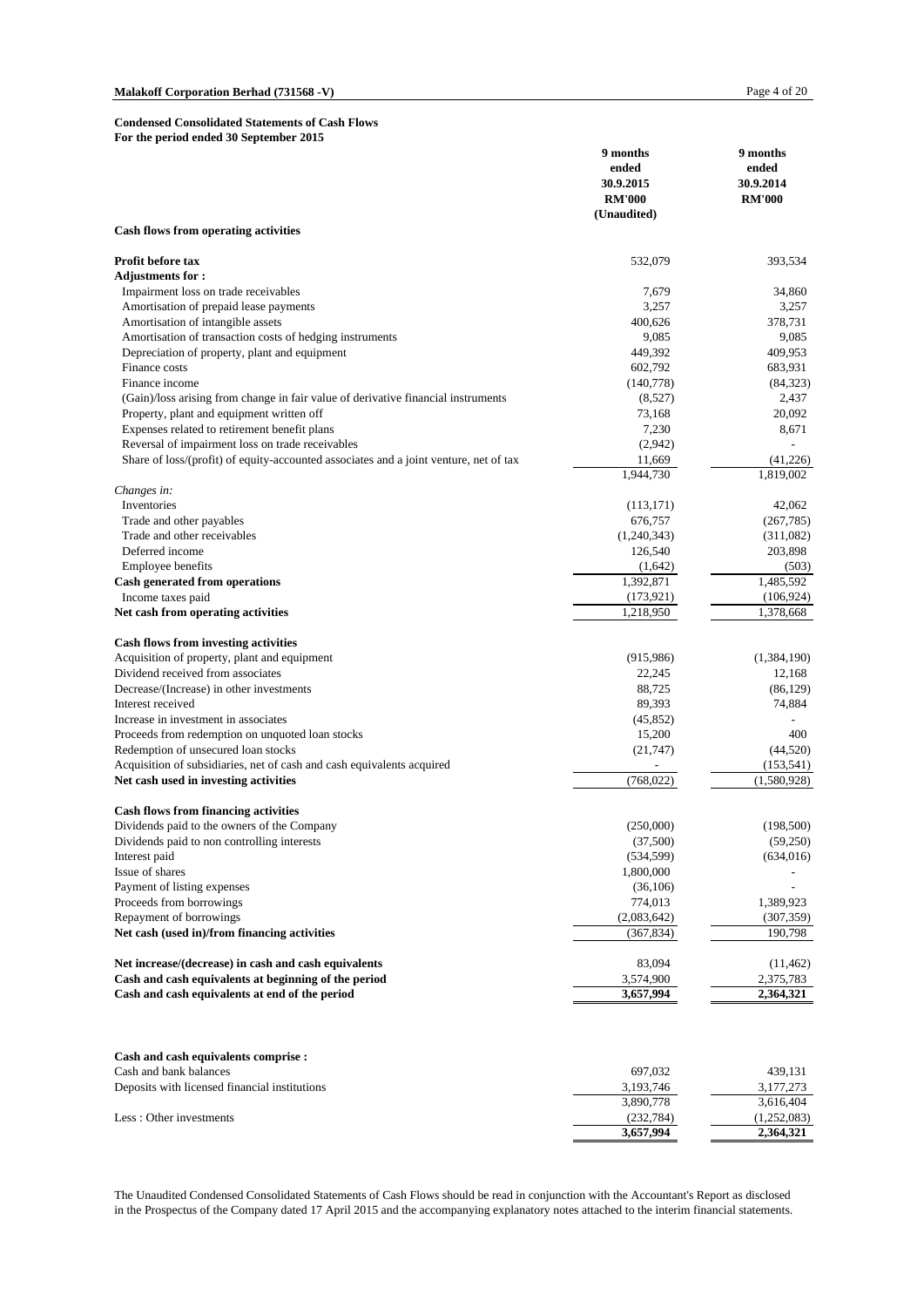**Condensed Consolidated Statements of Cash Flows**
**For the period ended 30 September 2015**

| | 9 months ended 30.9.2015 RM'000 (Unaudited) | 9 months ended 30.9.2014 RM'000 |
|---|---|---|
| **Cash flows from operating activities** | | |
| **Profit before tax** | 532,079 | 393,534 |
| **Adjustments for :** | | |
| Impairment loss on trade receivables | 7,679 | 34,860 |
| Amortisation of prepaid lease payments | 3,257 | 3,257 |
| Amortisation of intangible assets | 400,626 | 378,731 |
| Amortisation of transaction costs of hedging instruments | 9,085 | 9,085 |
| Depreciation of property, plant and equipment | 449,392 | 409,953 |
| Finance costs | 602,792 | 683,931 |
| Finance income | (140,778) | (84,323) |
| (Gain)/loss arising from change in fair value of derivative financial instruments | (8,527) | 2,437 |
| Property, plant and equipment written off | 73,168 | 20,092 |
| Expenses related to retirement benefit plans | 7,230 | 8,671 |
| Reversal of impairment loss on trade receivables | (2,942) | - |
| Share of loss/(profit) of equity-accounted associates and a joint venture, net of tax | 11,669 | (41,226) |
| | 1,944,730 | 1,819,002 |
| *Changes in:* | | |
| Inventories | (113,171) | 42,062 |
| Trade and other payables | 676,757 | (267,785) |
| Trade and other receivables | (1,240,343) | (311,082) |
| Deferred income | 126,540 | 203,898 |
| Employee benefits | (1,642) | (503) |
| **Cash generated from operations** | 1,392,871 | 1,485,592 |
| Income taxes paid | (173,921) | (106,924) |
| **Net cash from operating activities** | 1,218,950 | 1,378,668 |
| | | |
| **Cash flows from investing activities** | | |
| Acquisition of property, plant and equipment | (915,986) | (1,384,190) |
| Dividend received from associates | 22,245 | 12,168 |
| Decrease/(Increase) in other investments | 88,725 | (86,129) |
| Interest received | 89,393 | 74,884 |
| Increase in investment in associates | (45,852) | - |
| Proceeds from redemption on unquoted loan stocks | 15,200 | 400 |
| Redemption of unsecured loan stocks | (21,747) | (44,520) |
| Acquisition of subsidiaries, net of cash and cash equivalents acquired | - | (153,541) |
| **Net cash used in investing activities** | (768,022) | (1,580,928) |
| | | |
| **Cash flows from financing activities** | | |
| Dividends paid to the owners of the Company | (250,000) | (198,500) |
| Dividends paid to non controlling interests | (37,500) | (59,250) |
| Interest paid | (534,599) | (634,016) |
| Issue of shares | 1,800,000 | - |
| Payment of listing expenses | (36,106) | - |
| Proceeds from borrowings | 774,013 | 1,389,923 |
| Repayment of borrowings | (2,083,642) | (307,359) |
| **Net cash (used in)/from financing activities** | (367,834) | 190,798 |
| | | |
| **Net increase/(decrease) in cash and cash equivalents** | 83,094 | (11,462) |
| **Cash and cash equivalents at beginning of the period** | 3,574,900 | 2,375,783 |
| **Cash and cash equivalents at end of the period** | **3,657,994** | **2,364,321** |

**Cash and cash equivalents comprise :**

| | | |
|---|---|---|
| Cash and bank balances | 697,032 | 439,131 |
| Deposits with licensed financial institutions | 3,193,746 | 3,177,273 |
| | 3,890,778 | 3,616,404 |
| Less : Other investments | (232,784) | (1,252,083) |
| | **3,657,994** | **2,364,321** |

The Unaudited Condensed Consolidated Statements of Cash Flows should be read in conjunction with the Accountant's Report as disclosed in the Prospectus of the Company dated 17 April 2015 and the accompanying explanatory notes attached to the interim financial statements.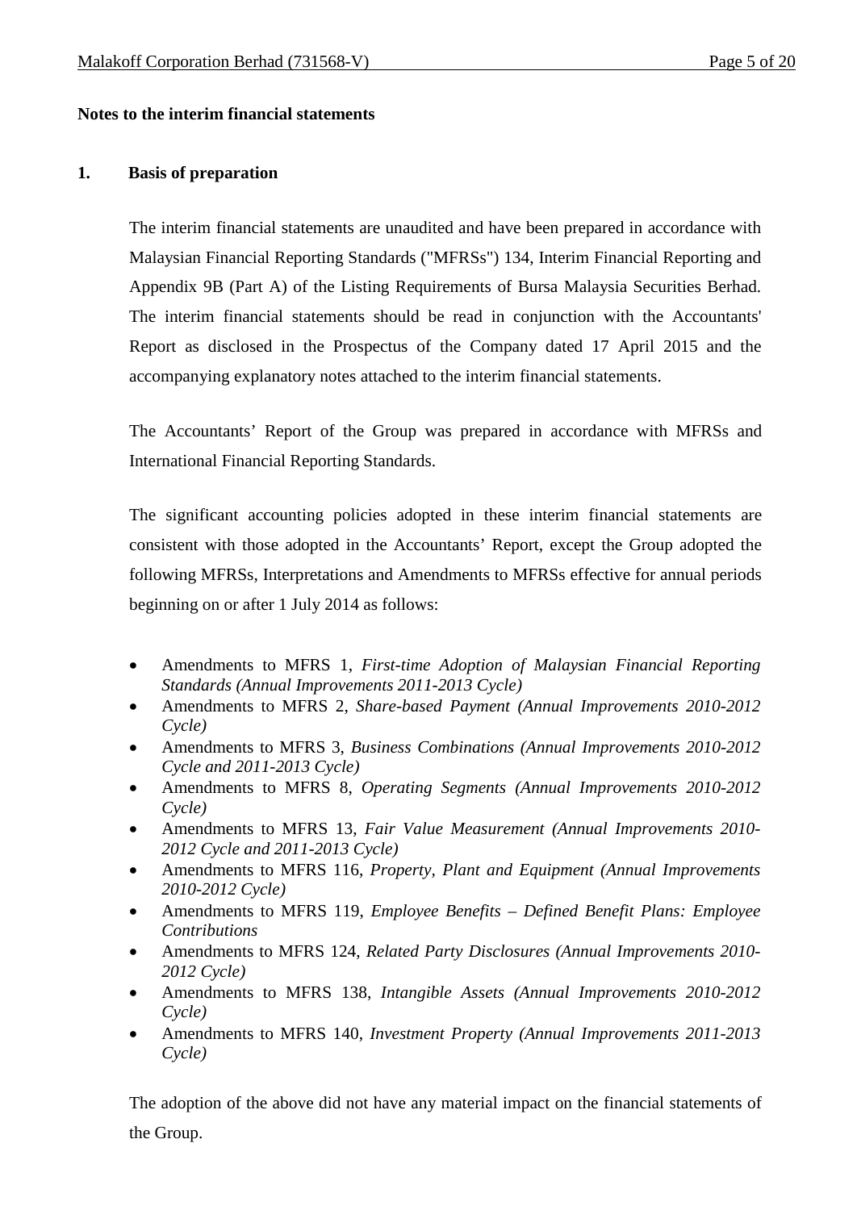**Notes to the interim financial statements**

**1. Basis of preparation**

The interim financial statements are unaudited and have been prepared in accordance with Malaysian Financial Reporting Standards ("MFRSs") 134, Interim Financial Reporting and Appendix 9B (Part A) of the Listing Requirements of Bursa Malaysia Securities Berhad. The interim financial statements should be read in conjunction with the Accountants' Report as disclosed in the Prospectus of the Company dated 17 April 2015 and the accompanying explanatory notes attached to the interim financial statements.

The Accountants' Report of the Group was prepared in accordance with MFRSs and International Financial Reporting Standards.

The significant accounting policies adopted in these interim financial statements are consistent with those adopted in the Accountants' Report, except the Group adopted the following MFRSs, Interpretations and Amendments to MFRSs effective for annual periods beginning on or after 1 July 2014 as follows:

- Amendments to MFRS 1, *First-time Adoption of Malaysian Financial Reporting Standards (Annual Improvements 2011-2013 Cycle)*
- Amendments to MFRS 2, *Share-based Payment (Annual Improvements 2010-2012 Cycle)*
- Amendments to MFRS 3, *Business Combinations (Annual Improvements 2010-2012 Cycle and 2011-2013 Cycle)*
- Amendments to MFRS 8, *Operating Segments (Annual Improvements 2010-2012 Cycle)*
- Amendments to MFRS 13, *Fair Value Measurement (Annual Improvements 2010-2012 Cycle and 2011-2013 Cycle)*
- Amendments to MFRS 116, *Property, Plant and Equipment (Annual Improvements 2010-2012 Cycle)*
- Amendments to MFRS 119, *Employee Benefits – Defined Benefit Plans: Employee Contributions*
- Amendments to MFRS 124, *Related Party Disclosures (Annual Improvements 2010-2012 Cycle)*
- Amendments to MFRS 138, *Intangible Assets (Annual Improvements 2010-2012 Cycle)*
- Amendments to MFRS 140, *Investment Property (Annual Improvements 2011-2013 Cycle)*

The adoption of the above did not have any material impact on the financial statements of the Group.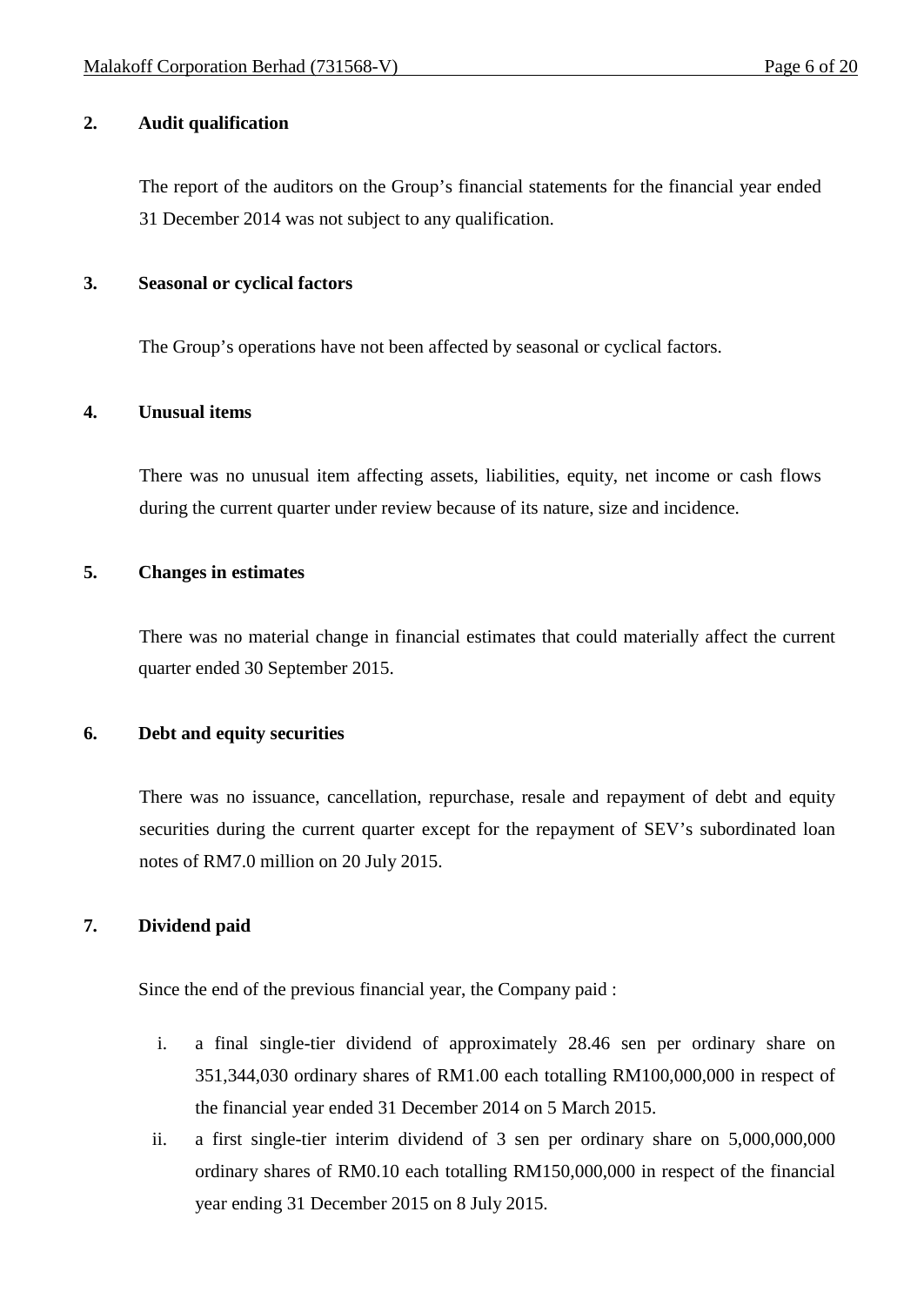## 2. Audit qualification

The report of the auditors on the Group's financial statements for the financial year ended 31 December 2014 was not subject to any qualification.

## 3. Seasonal or cyclical factors

The Group's operations have not been affected by seasonal or cyclical factors.

## 4. Unusual items

There was no unusual item affecting assets, liabilities, equity, net income or cash flows during the current quarter under review because of its nature, size and incidence.

## 5. Changes in estimates

There was no material change in financial estimates that could materially affect the current quarter ended 30 September 2015.

## 6. Debt and equity securities

There was no issuance, cancellation, repurchase, resale and repayment of debt and equity securities during the current quarter except for the repayment of SEV's subordinated loan notes of RM7.0 million on 20 July 2015.

## 7. Dividend paid

Since the end of the previous financial year, the Company paid :

i. a final single-tier dividend of approximately 28.46 sen per ordinary share on 351,344,030 ordinary shares of RM1.00 each totalling RM100,000,000 in respect of the financial year ended 31 December 2014 on 5 March 2015.

ii. a first single-tier interim dividend of 3 sen per ordinary share on 5,000,000,000 ordinary shares of RM0.10 each totalling RM150,000,000 in respect of the financial year ending 31 December 2015 on 8 July 2015.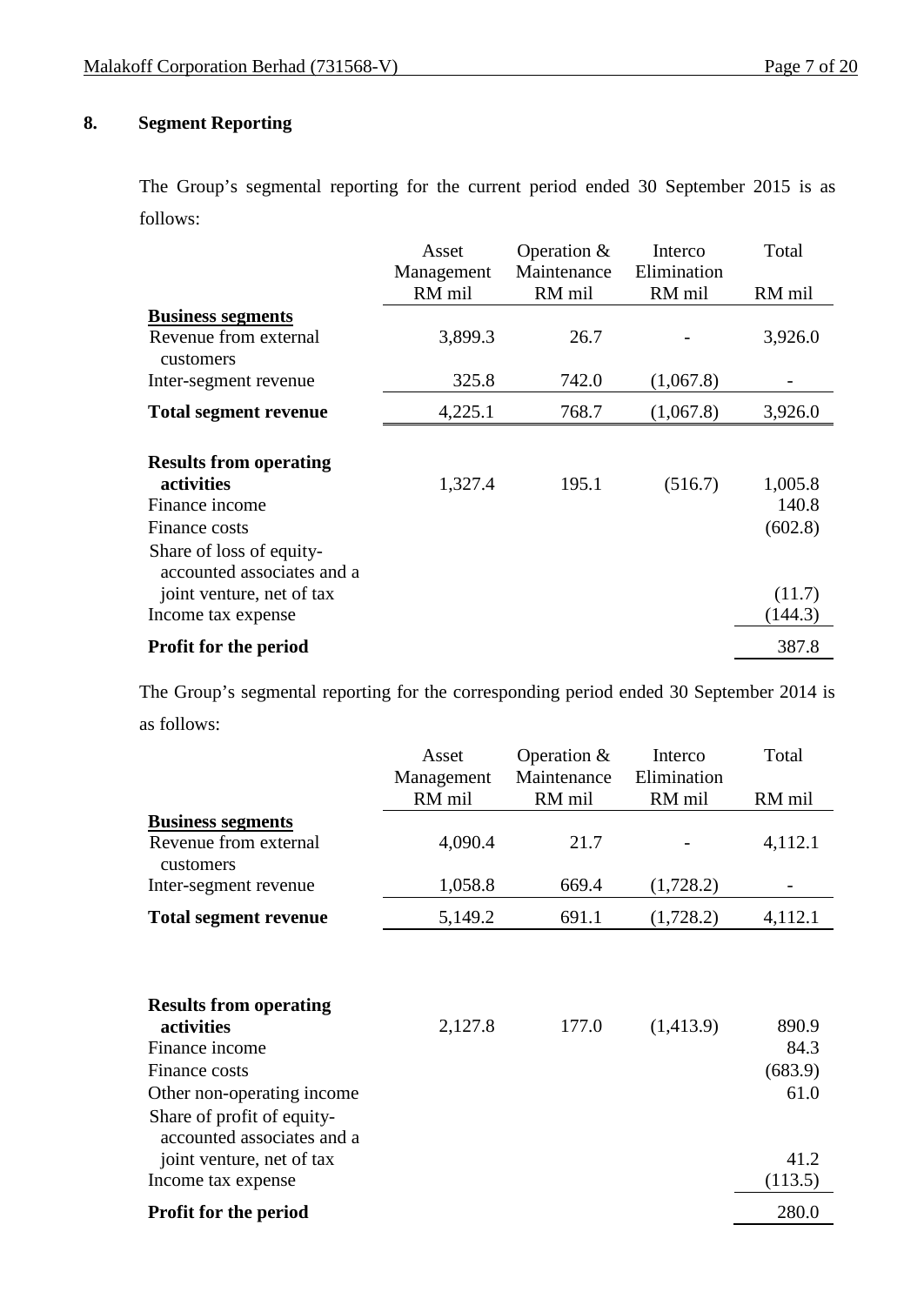## 8. Segment Reporting

The Group's segmental reporting for the current period ended 30 September 2015 is as follows:

| | Asset Management RM mil | Operation & Maintenance RM mil | Interco Elimination RM mil | Total RM mil |
|---|---|---|---|---|
| **Business segments** | | | | |
| Revenue from external customers | 3,899.3 | 26.7 | - | 3,926.0 |
| Inter-segment revenue | 325.8 | 742.0 | (1,067.8) | - |
| **Total segment revenue** | 4,225.1 | 768.7 | (1,067.8) | 3,926.0 |
| | | | | |
| **Results from operating activities** | 1,327.4 | 195.1 | (516.7) | 1,005.8 |
| Finance income | | | | 140.8 |
| Finance costs | | | | (602.8) |
| Share of loss of equity-accounted associates and a joint venture, net of tax | | | | (11.7) |
| Income tax expense | | | | (144.3) |
| **Profit for the period** | | | | 387.8 |

The Group's segmental reporting for the corresponding period ended 30 September 2014 is as follows:

| | Asset Management RM mil | Operation & Maintenance RM mil | Interco Elimination RM mil | Total RM mil |
|---|---|---|---|---|
| **Business segments** | | | | |
| Revenue from external customers | 4,090.4 | 21.7 | - | 4,112.1 |
| Inter-segment revenue | 1,058.8 | 669.4 | (1,728.2) | - |
| **Total segment revenue** | 5,149.2 | 691.1 | (1,728.2) | 4,112.1 |
| | | | | |
| **Results from operating activities** | 2,127.8 | 177.0 | (1,413.9) | 890.9 |
| Finance income | | | | 84.3 |
| Finance costs | | | | (683.9) |
| Other non-operating income | | | | 61.0 |
| Share of profit of equity-accounted associates and a joint venture, net of tax | | | | 41.2 |
| Income tax expense | | | | (113.5) |
| **Profit for the period** | | | | 280.0 |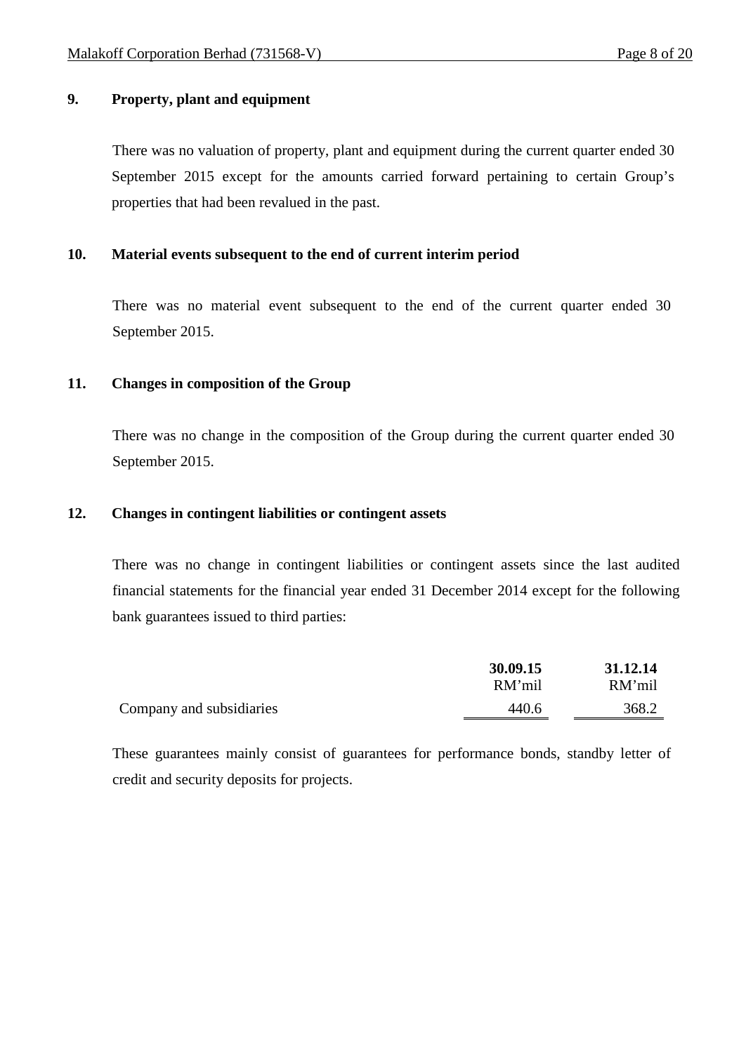## 9. Property, plant and equipment

There was no valuation of property, plant and equipment during the current quarter ended 30 September 2015 except for the amounts carried forward pertaining to certain Group's properties that had been revalued in the past.

## 10. Material events subsequent to the end of current interim period

There was no material event subsequent to the end of the current quarter ended 30 September 2015.

## 11. Changes in composition of the Group

There was no change in the composition of the Group during the current quarter ended 30 September 2015.

## 12. Changes in contingent liabilities or contingent assets

There was no change in contingent liabilities or contingent assets since the last audited financial statements for the financial year ended 31 December 2014 except for the following bank guarantees issued to third parties:

| | **30.09.15** | **31.12.14** |
|---|---|---|
| | RM'mil | RM'mil |
| Company and subsidiaries | 440.6 | 368.2 |

These guarantees mainly consist of guarantees for performance bonds, standby letter of credit and security deposits for projects.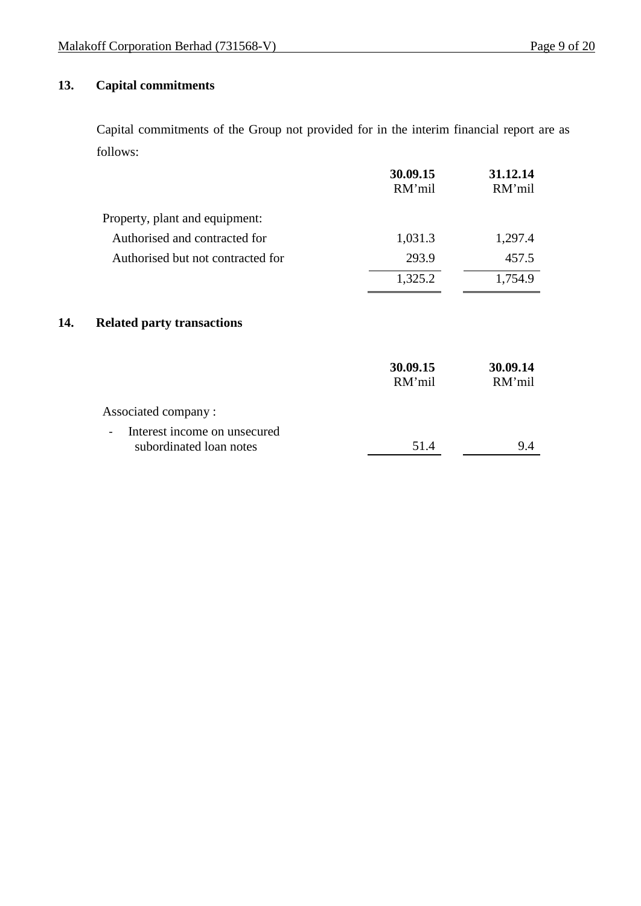## 13. Capital commitments

Capital commitments of the Group not provided for in the interim financial report are as follows:

| | 30.09.15 RM'mil | 31.12.14 RM'mil |
|---|---|---|
| Property, plant and equipment: | | |
| Authorised and contracted for | 1,031.3 | 1,297.4 |
| Authorised but not contracted for | 293.9 | 457.5 |
| | 1,325.2 | 1,754.9 |

## 14. Related party transactions

| | 30.09.15 RM'mil | 30.09.14 RM'mil |
|---|---|---|
| Associated company : | | |
| - Interest income on unsecured subordinated loan notes | 51.4 | 9.4 |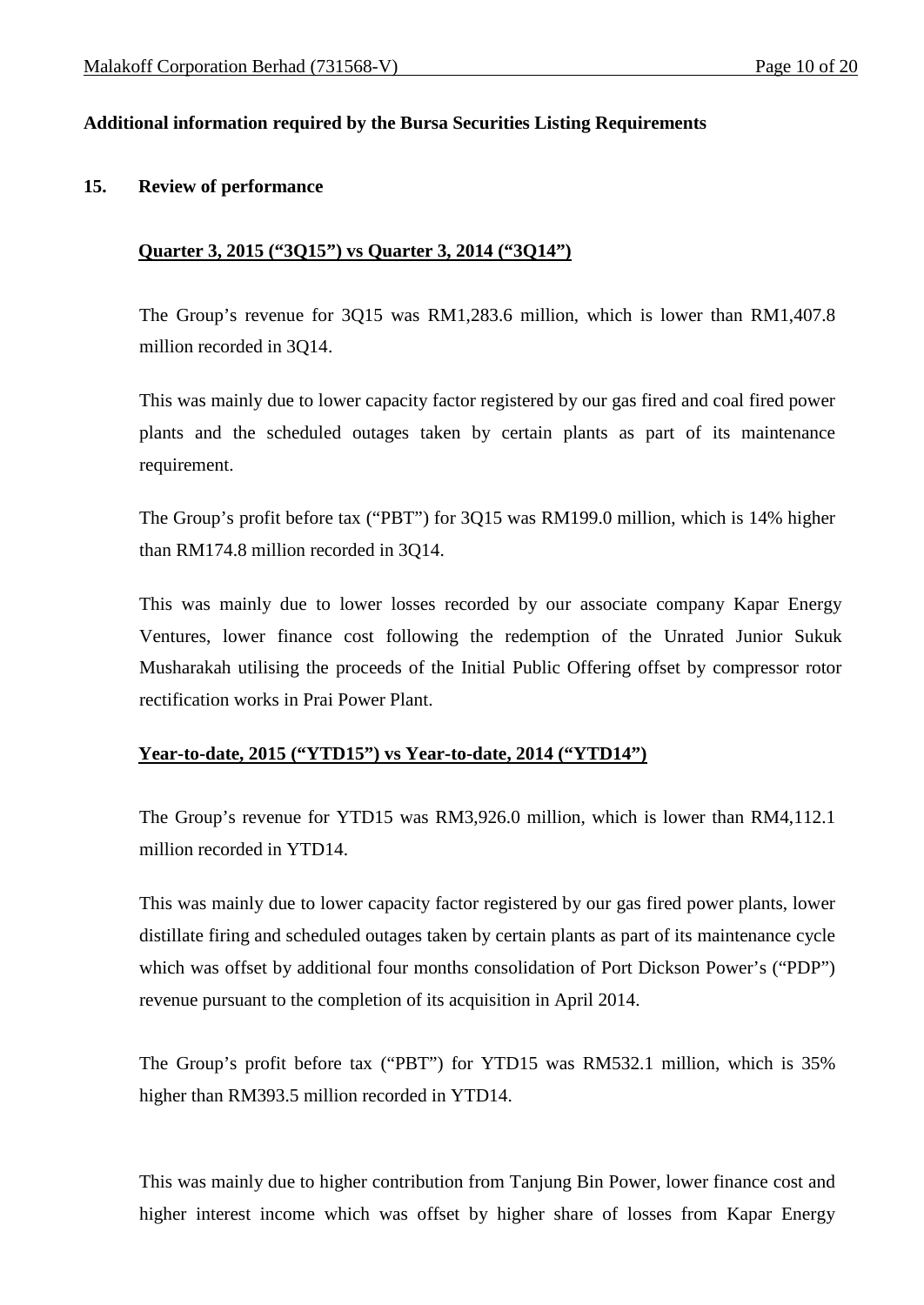**Additional information required by the Bursa Securities Listing Requirements**

**15. Review of performance**

**Quarter 3, 2015 ("3Q15") vs Quarter 3, 2014 ("3Q14")**

The Group's revenue for 3Q15 was RM1,283.6 million, which is lower than RM1,407.8 million recorded in 3Q14.

This was mainly due to lower capacity factor registered by our gas fired and coal fired power plants and the scheduled outages taken by certain plants as part of its maintenance requirement.

The Group's profit before tax ("PBT") for 3Q15 was RM199.0 million, which is 14% higher than RM174.8 million recorded in 3Q14.

This was mainly due to lower losses recorded by our associate company Kapar Energy Ventures, lower finance cost following the redemption of the Unrated Junior Sukuk Musharakah utilising the proceeds of the Initial Public Offering offset by compressor rotor rectification works in Prai Power Plant.

**Year-to-date, 2015 ("YTD15") vs Year-to-date, 2014 ("YTD14")**

The Group's revenue for YTD15 was RM3,926.0 million, which is lower than RM4,112.1 million recorded in YTD14.

This was mainly due to lower capacity factor registered by our gas fired power plants, lower distillate firing and scheduled outages taken by certain plants as part of its maintenance cycle which was offset by additional four months consolidation of Port Dickson Power's ("PDP") revenue pursuant to the completion of its acquisition in April 2014.

The Group's profit before tax ("PBT") for YTD15 was RM532.1 million, which is 35% higher than RM393.5 million recorded in YTD14.

This was mainly due to higher contribution from Tanjung Bin Power, lower finance cost and higher interest income which was offset by higher share of losses from Kapar Energy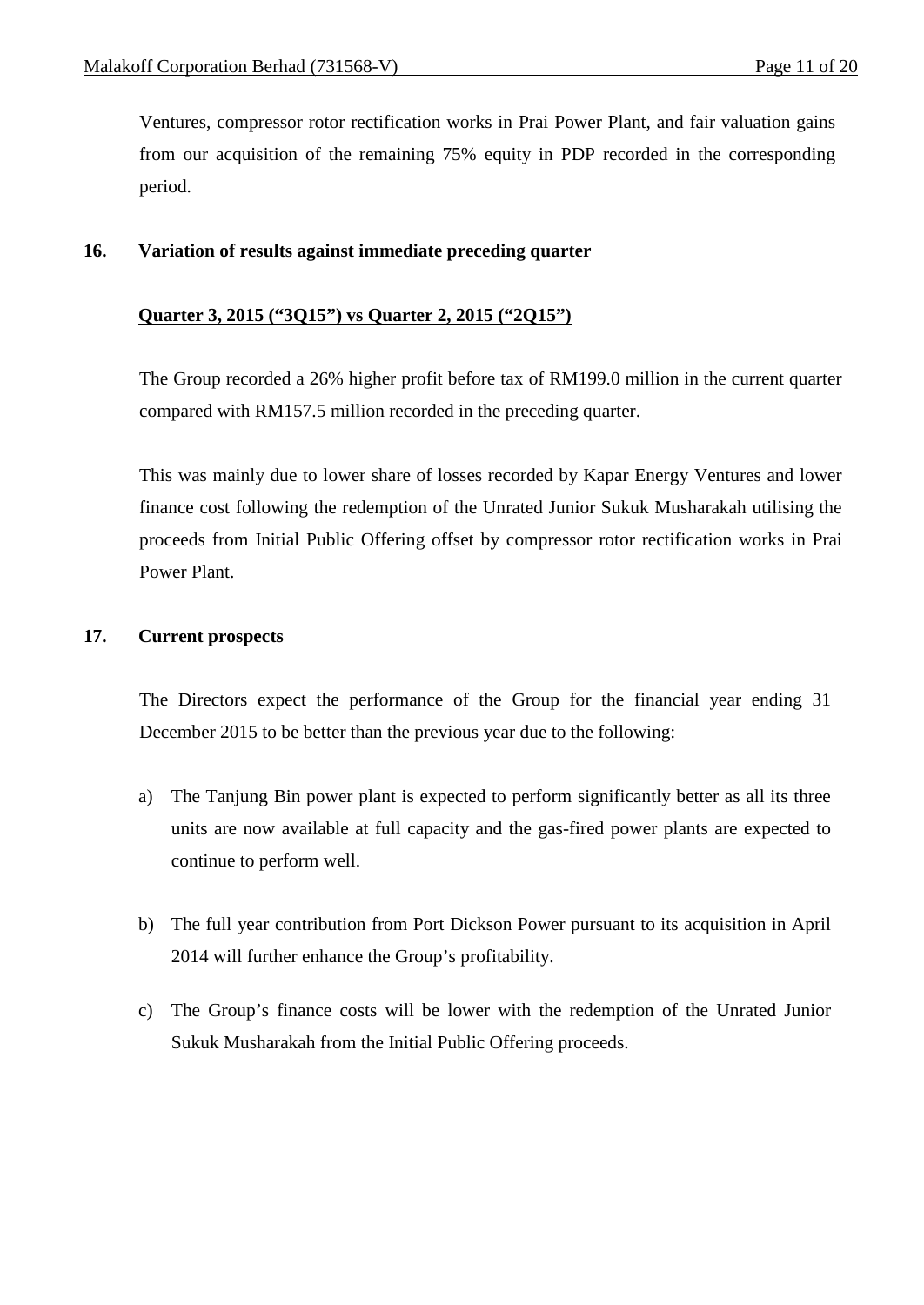Ventures, compressor rotor rectification works in Prai Power Plant, and fair valuation gains from our acquisition of the remaining 75% equity in PDP recorded in the corresponding period.

## 16. Variation of results against immediate preceding quarter

**<u>Quarter 3, 2015 (“3Q15”) vs Quarter 2, 2015 (“2Q15”)</u>**

The Group recorded a 26% higher profit before tax of RM199.0 million in the current quarter compared with RM157.5 million recorded in the preceding quarter.

This was mainly due to lower share of losses recorded by Kapar Energy Ventures and lower finance cost following the redemption of the Unrated Junior Sukuk Musharakah utilising the proceeds from Initial Public Offering offset by compressor rotor rectification works in Prai Power Plant.

## 17. Current prospects

The Directors expect the performance of the Group for the financial year ending 31 December 2015 to be better than the previous year due to the following:

a) The Tanjung Bin power plant is expected to perform significantly better as all its three units are now available at full capacity and the gas-fired power plants are expected to continue to perform well.

b) The full year contribution from Port Dickson Power pursuant to its acquisition in April 2014 will further enhance the Group’s profitability.

c) The Group’s finance costs will be lower with the redemption of the Unrated Junior Sukuk Musharakah from the Initial Public Offering proceeds.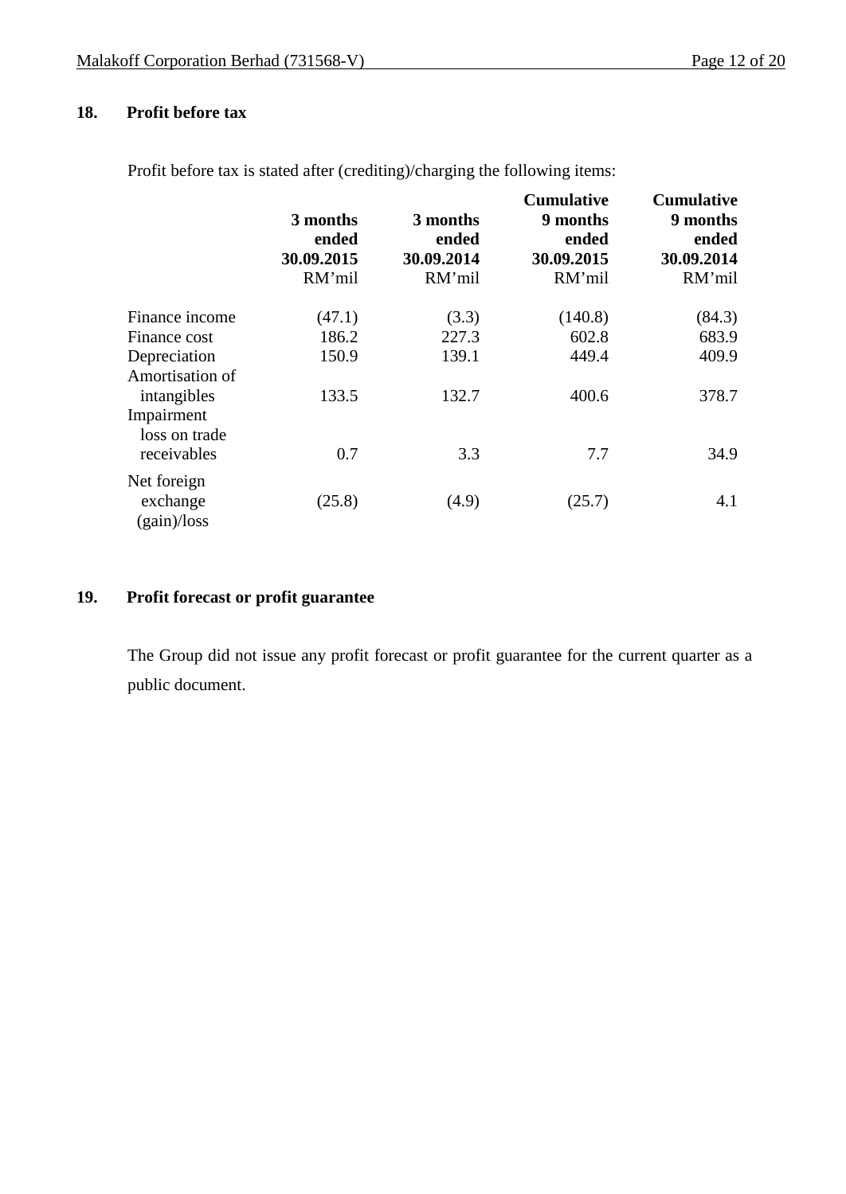## 18. Profit before tax

Profit before tax is stated after (crediting)/charging the following items:

| | 3 months ended 30.09.2015 RM'mil | 3 months ended 30.09.2014 RM'mil | Cumulative 9 months ended 30.09.2015 RM'mil | Cumulative 9 months ended 30.09.2014 RM'mil |
|---|---|---|---|---|
| Finance income | (47.1) | (3.3) | (140.8) | (84.3) |
| Finance cost | 186.2 | 227.3 | 602.8 | 683.9 |
| Depreciation | 150.9 | 139.1 | 449.4 | 409.9 |
| Amortisation of intangibles | 133.5 | 132.7 | 400.6 | 378.7 |
| Impairment loss on trade receivables | 0.7 | 3.3 | 7.7 | 34.9 |
| Net foreign exchange (gain)/loss | (25.8) | (4.9) | (25.7) | 4.1 |

## 19. Profit forecast or profit guarantee

The Group did not issue any profit forecast or profit guarantee for the current quarter as a public document.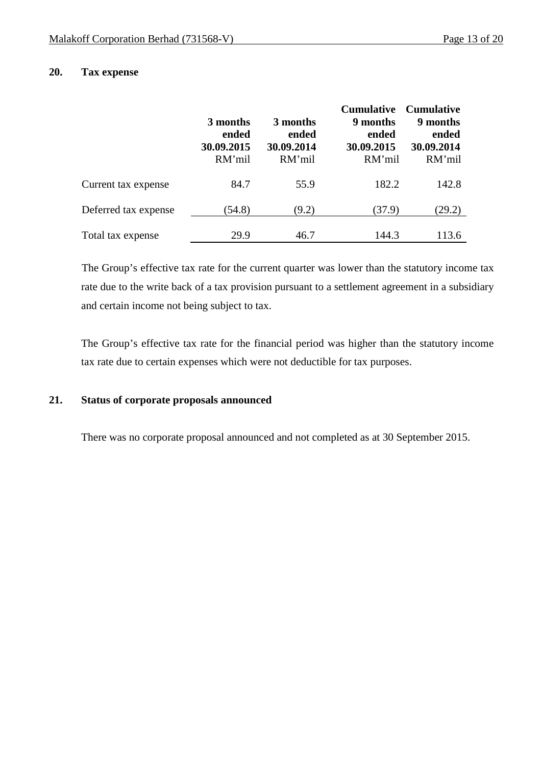## 20. Tax expense

| | 3 months ended 30.09.2015 RM'mil | 3 months ended 30.09.2014 RM'mil | Cumulative 9 months ended 30.09.2015 RM'mil | Cumulative 9 months ended 30.09.2014 RM'mil |
|---|---|---|---|---|
| Current tax expense | 84.7 | 55.9 | 182.2 | 142.8 |
| Deferred tax expense | (54.8) | (9.2) | (37.9) | (29.2) |
| Total tax expense | 29.9 | 46.7 | 144.3 | 113.6 |

The Group's effective tax rate for the current quarter was lower than the statutory income tax rate due to the write back of a tax provision pursuant to a settlement agreement in a subsidiary and certain income not being subject to tax.

The Group's effective tax rate for the financial period was higher than the statutory income tax rate due to certain expenses which were not deductible for tax purposes.

## 21. Status of corporate proposals announced

There was no corporate proposal announced and not completed as at 30 September 2015.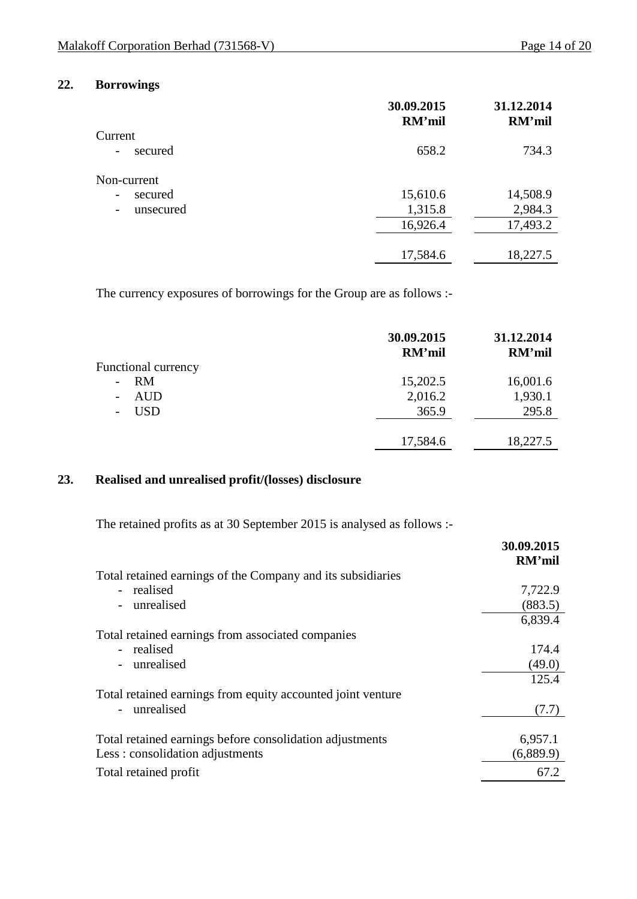## 22. Borrowings

| | 30.09.2015 RM'mil | 31.12.2014 RM'mil |
|---|---|---|
| Current | | |
| - secured | 658.2 | 734.3 |
| Non-current | | |
| - secured | 15,610.6 | 14,508.9 |
| - unsecured | 1,315.8 | 2,984.3 |
| | 16,926.4 | 17,493.2 |
| | 17,584.6 | 18,227.5 |

The currency exposures of borrowings for the Group are as follows :-

| | 30.09.2015 RM'mil | 31.12.2014 RM'mil |
|---|---|---|
| Functional currency | | |
| - RM | 15,202.5 | 16,001.6 |
| - AUD | 2,016.2 | 1,930.1 |
| - USD | 365.9 | 295.8 |
| | 17,584.6 | 18,227.5 |

## 23. Realised and unrealised profit/(losses) disclosure

The retained profits as at 30 September 2015 is analysed as follows :-

| | 30.09.2015 RM'mil |
|---|---|
| Total retained earnings of the Company and its subsidiaries | |
| - realised | 7,722.9 |
| - unrealised | (883.5) |
| | 6,839.4 |
| Total retained earnings from associated companies | |
| - realised | 174.4 |
| - unrealised | (49.0) |
| | 125.4 |
| Total retained earnings from equity accounted joint venture | |
| - unrealised | (7.7) |
| Total retained earnings before consolidation adjustments | 6,957.1 |
| Less : consolidation adjustments | (6,889.9) |
| Total retained profit | 67.2 |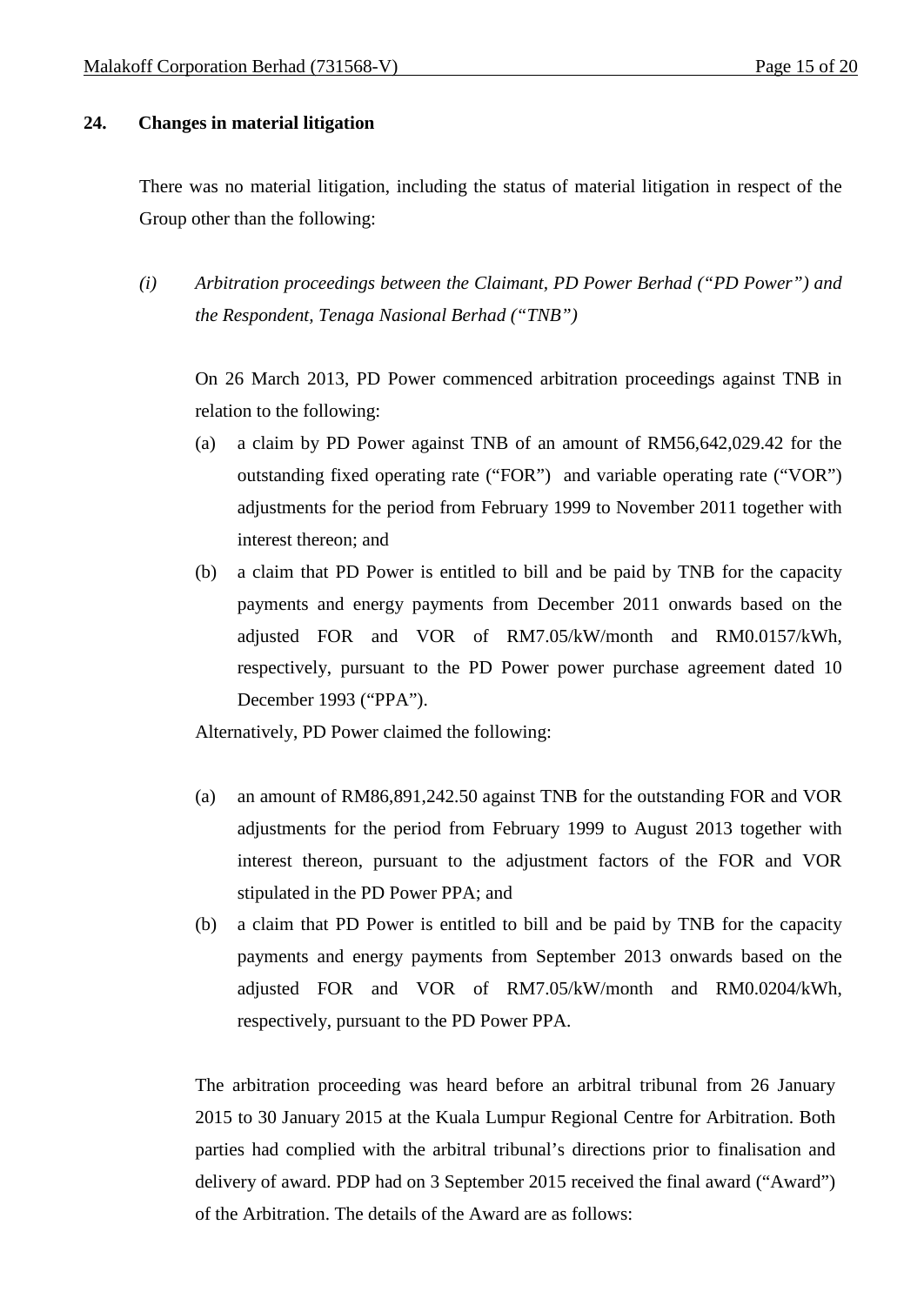## 24. Changes in material litigation

There was no material litigation, including the status of material litigation in respect of the Group other than the following:

*(i) Arbitration proceedings between the Claimant, PD Power Berhad ("PD Power") and the Respondent, Tenaga Nasional Berhad ("TNB")*

On 26 March 2013, PD Power commenced arbitration proceedings against TNB in relation to the following:

(a) a claim by PD Power against TNB of an amount of RM56,642,029.42 for the outstanding fixed operating rate ("FOR") and variable operating rate ("VOR") adjustments for the period from February 1999 to November 2011 together with interest thereon; and

(b) a claim that PD Power is entitled to bill and be paid by TNB for the capacity payments and energy payments from December 2011 onwards based on the adjusted FOR and VOR of RM7.05/kW/month and RM0.0157/kWh, respectively, pursuant to the PD Power power purchase agreement dated 10 December 1993 ("PPA").

Alternatively, PD Power claimed the following:

(a) an amount of RM86,891,242.50 against TNB for the outstanding FOR and VOR adjustments for the period from February 1999 to August 2013 together with interest thereon, pursuant to the adjustment factors of the FOR and VOR stipulated in the PD Power PPA; and

(b) a claim that PD Power is entitled to bill and be paid by TNB for the capacity payments and energy payments from September 2013 onwards based on the adjusted FOR and VOR of RM7.05/kW/month and RM0.0204/kWh, respectively, pursuant to the PD Power PPA.

The arbitration proceeding was heard before an arbitral tribunal from 26 January 2015 to 30 January 2015 at the Kuala Lumpur Regional Centre for Arbitration. Both parties had complied with the arbitral tribunal's directions prior to finalisation and delivery of award. PDP had on 3 September 2015 received the final award ("Award") of the Arbitration. The details of the Award are as follows: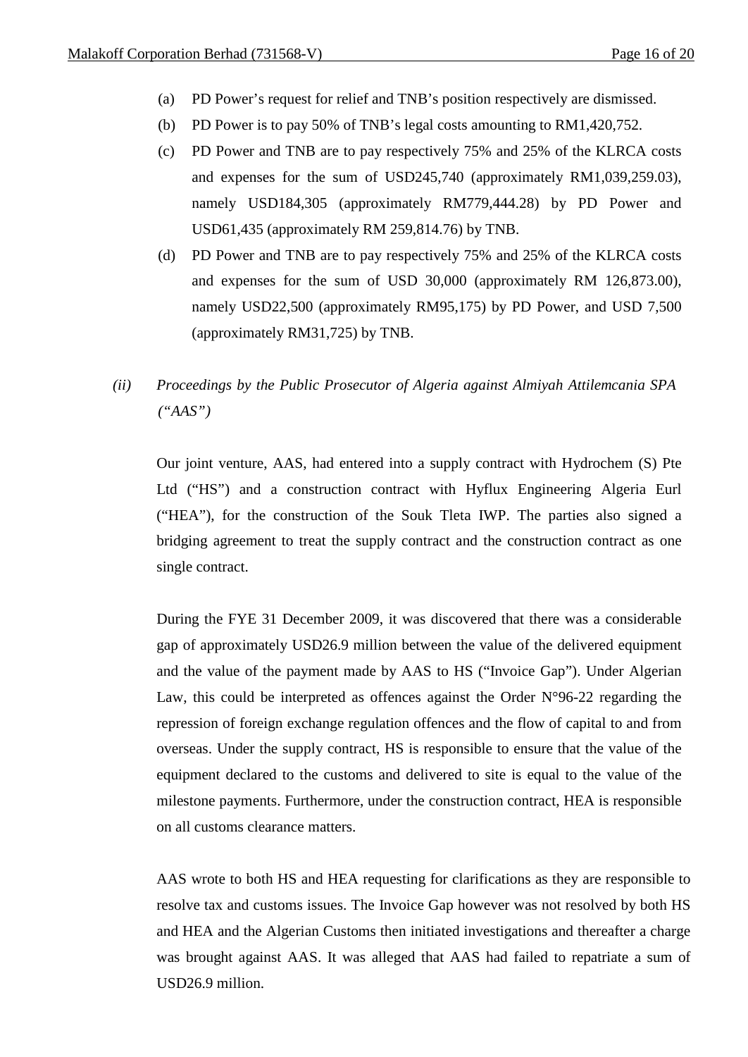(a) PD Power's request for relief and TNB's position respectively are dismissed.

(b) PD Power is to pay 50% of TNB's legal costs amounting to RM1,420,752.

(c) PD Power and TNB are to pay respectively 75% and 25% of the KLRCA costs and expenses for the sum of USD245,740 (approximately RM1,039,259.03), namely USD184,305 (approximately RM779,444.28) by PD Power and USD61,435 (approximately RM 259,814.76) by TNB.

(d) PD Power and TNB are to pay respectively 75% and 25% of the KLRCA costs and expenses for the sum of USD 30,000 (approximately RM 126,873.00), namely USD22,500 (approximately RM95,175) by PD Power, and USD 7,500 (approximately RM31,725) by TNB.

*(ii) Proceedings by the Public Prosecutor of Algeria against Almiyah Attilemcania SPA ("AAS")*

Our joint venture, AAS, had entered into a supply contract with Hydrochem (S) Pte Ltd ("HS") and a construction contract with Hyflux Engineering Algeria Eurl ("HEA"), for the construction of the Souk Tleta IWP. The parties also signed a bridging agreement to treat the supply contract and the construction contract as one single contract.

During the FYE 31 December 2009, it was discovered that there was a considerable gap of approximately USD26.9 million between the value of the delivered equipment and the value of the payment made by AAS to HS ("Invoice Gap"). Under Algerian Law, this could be interpreted as offences against the Order N°96-22 regarding the repression of foreign exchange regulation offences and the flow of capital to and from overseas. Under the supply contract, HS is responsible to ensure that the value of the equipment declared to the customs and delivered to site is equal to the value of the milestone payments. Furthermore, under the construction contract, HEA is responsible on all customs clearance matters.

AAS wrote to both HS and HEA requesting for clarifications as they are responsible to resolve tax and customs issues. The Invoice Gap however was not resolved by both HS and HEA and the Algerian Customs then initiated investigations and thereafter a charge was brought against AAS. It was alleged that AAS had failed to repatriate a sum of USD26.9 million.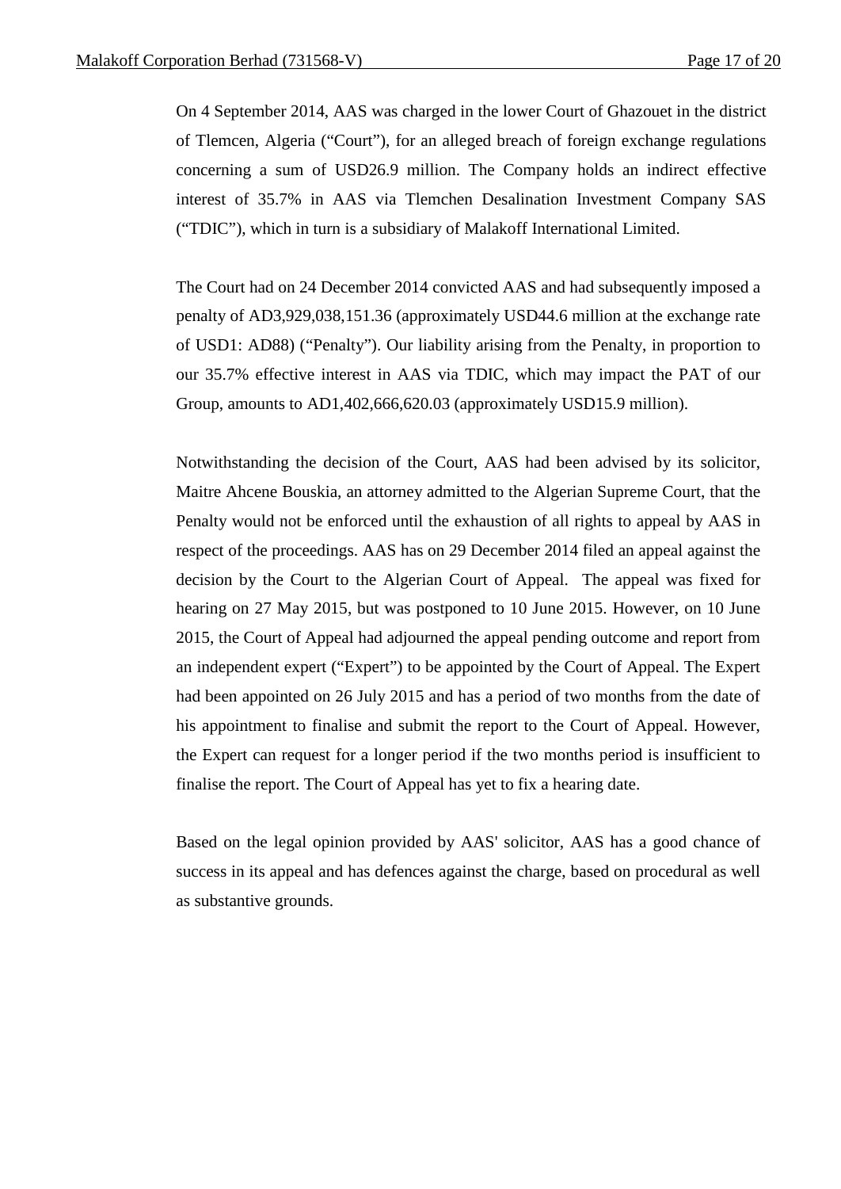On 4 September 2014, AAS was charged in the lower Court of Ghazouet in the district of Tlemcen, Algeria ("Court"), for an alleged breach of foreign exchange regulations concerning a sum of USD26.9 million. The Company holds an indirect effective interest of 35.7% in AAS via Tlemchen Desalination Investment Company SAS ("TDIC"), which in turn is a subsidiary of Malakoff International Limited.

The Court had on 24 December 2014 convicted AAS and had subsequently imposed a penalty of AD3,929,038,151.36 (approximately USD44.6 million at the exchange rate of USD1: AD88) ("Penalty"). Our liability arising from the Penalty, in proportion to our 35.7% effective interest in AAS via TDIC, which may impact the PAT of our Group, amounts to AD1,402,666,620.03 (approximately USD15.9 million).

Notwithstanding the decision of the Court, AAS had been advised by its solicitor, Maitre Ahcene Bouskia, an attorney admitted to the Algerian Supreme Court, that the Penalty would not be enforced until the exhaustion of all rights to appeal by AAS in respect of the proceedings. AAS has on 29 December 2014 filed an appeal against the decision by the Court to the Algerian Court of Appeal. The appeal was fixed for hearing on 27 May 2015, but was postponed to 10 June 2015. However, on 10 June 2015, the Court of Appeal had adjourned the appeal pending outcome and report from an independent expert ("Expert") to be appointed by the Court of Appeal. The Expert had been appointed on 26 July 2015 and has a period of two months from the date of his appointment to finalise and submit the report to the Court of Appeal. However, the Expert can request for a longer period if the two months period is insufficient to finalise the report. The Court of Appeal has yet to fix a hearing date.

Based on the legal opinion provided by AAS' solicitor, AAS has a good chance of success in its appeal and has defences against the charge, based on procedural as well as substantive grounds.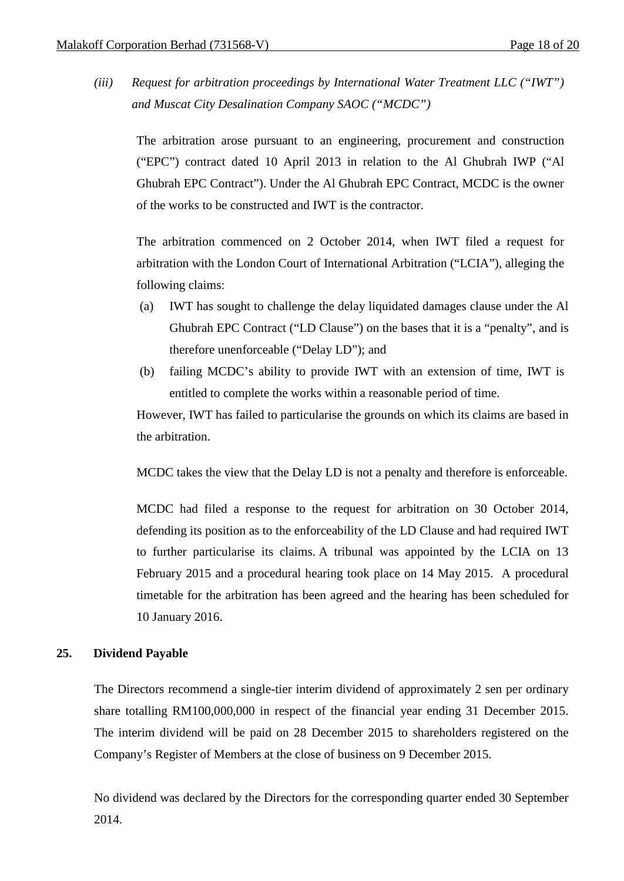*(iii) Request for arbitration proceedings by International Water Treatment LLC (“IWT”) and Muscat City Desalination Company SAOC (“MCDC”)*

The arbitration arose pursuant to an engineering, procurement and construction (“EPC”) contract dated 10 April 2013 in relation to the Al Ghubrah IWP (“Al Ghubrah EPC Contract”). Under the Al Ghubrah EPC Contract, MCDC is the owner of the works to be constructed and IWT is the contractor.

The arbitration commenced on 2 October 2014, when IWT filed a request for arbitration with the London Court of International Arbitration (“LCIA”), alleging the following claims:

(a) IWT has sought to challenge the delay liquidated damages clause under the Al Ghubrah EPC Contract (“LD Clause”) on the bases that it is a “penalty”, and is therefore unenforceable (“Delay LD”); and

(b) failing MCDC’s ability to provide IWT with an extension of time, IWT is entitled to complete the works within a reasonable period of time.

However, IWT has failed to particularise the grounds on which its claims are based in the arbitration.

MCDC takes the view that the Delay LD is not a penalty and therefore is enforceable.

MCDC had filed a response to the request for arbitration on 30 October 2014, defending its position as to the enforceability of the LD Clause and had required IWT to further particularise its claims. A tribunal was appointed by the LCIA on 13 February 2015 and a procedural hearing took place on 14 May 2015. A procedural timetable for the arbitration has been agreed and the hearing has been scheduled for 10 January 2016.

## 25. Dividend Payable

The Directors recommend a single-tier interim dividend of approximately 2 sen per ordinary share totalling RM100,000,000 in respect of the financial year ending 31 December 2015. The interim dividend will be paid on 28 December 2015 to shareholders registered on the Company’s Register of Members at the close of business on 9 December 2015.

No dividend was declared by the Directors for the corresponding quarter ended 30 September 2014.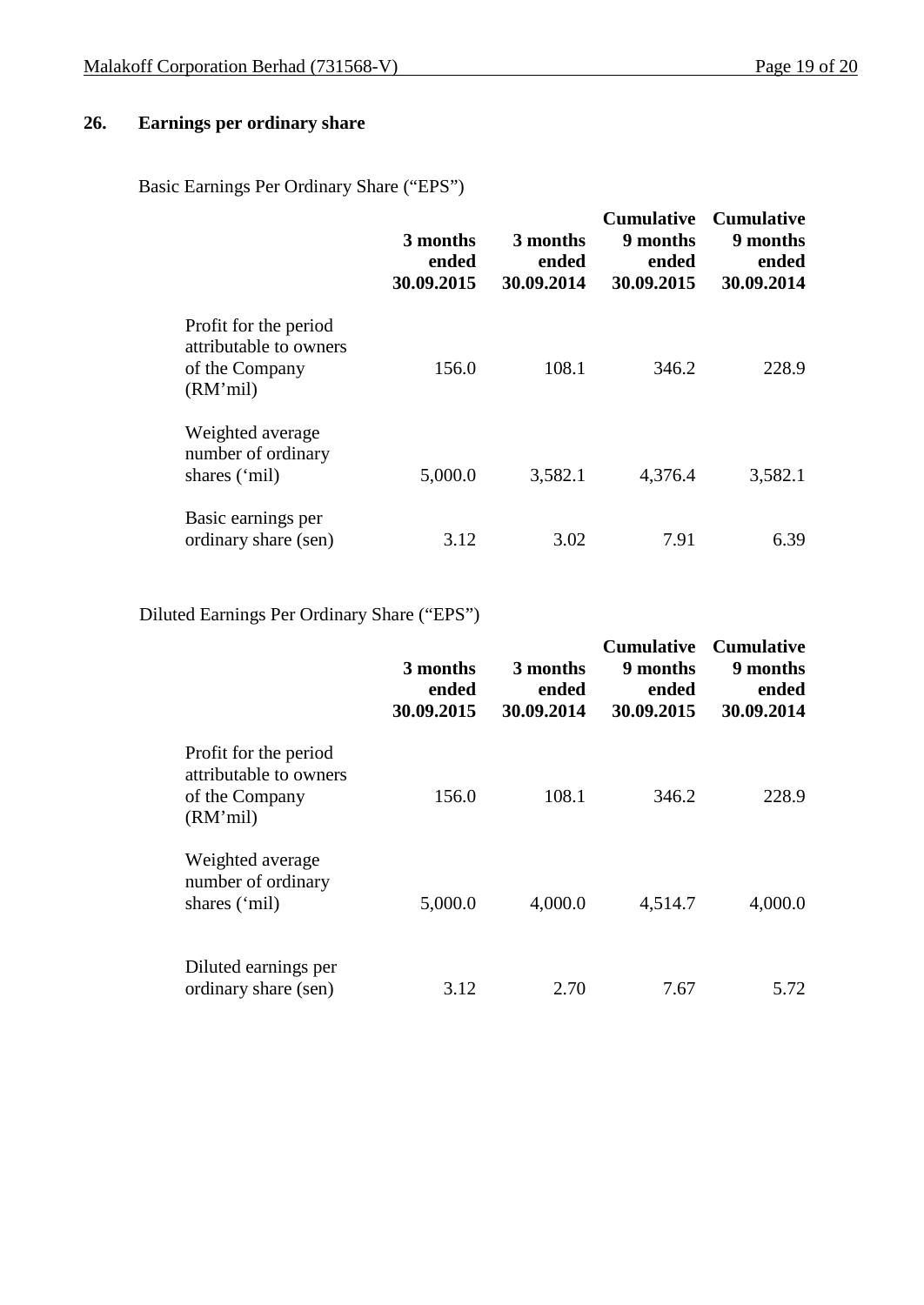## 26. Earnings per ordinary share

Basic Earnings Per Ordinary Share ("EPS")

| | 3 months ended 30.09.2015 | 3 months ended 30.09.2014 | Cumulative 9 months ended 30.09.2015 | Cumulative 9 months ended 30.09.2014 |
|---|---|---|---|---|
| Profit for the period attributable to owners of the Company (RM'mil) | 156.0 | 108.1 | 346.2 | 228.9 |
| Weighted average number of ordinary shares ('mil) | 5,000.0 | 3,582.1 | 4,376.4 | 3,582.1 |
| Basic earnings per ordinary share (sen) | 3.12 | 3.02 | 7.91 | 6.39 |

Diluted Earnings Per Ordinary Share ("EPS")

| | 3 months ended 30.09.2015 | 3 months ended 30.09.2014 | Cumulative 9 months ended 30.09.2015 | Cumulative 9 months ended 30.09.2014 |
|---|---|---|---|---|
| Profit for the period attributable to owners of the Company (RM'mil) | 156.0 | 108.1 | 346.2 | 228.9 |
| Weighted average number of ordinary shares ('mil) | 5,000.0 | 4,000.0 | 4,514.7 | 4,000.0 |
| Diluted earnings per ordinary share (sen) | 3.12 | 2.70 | 7.67 | 5.72 |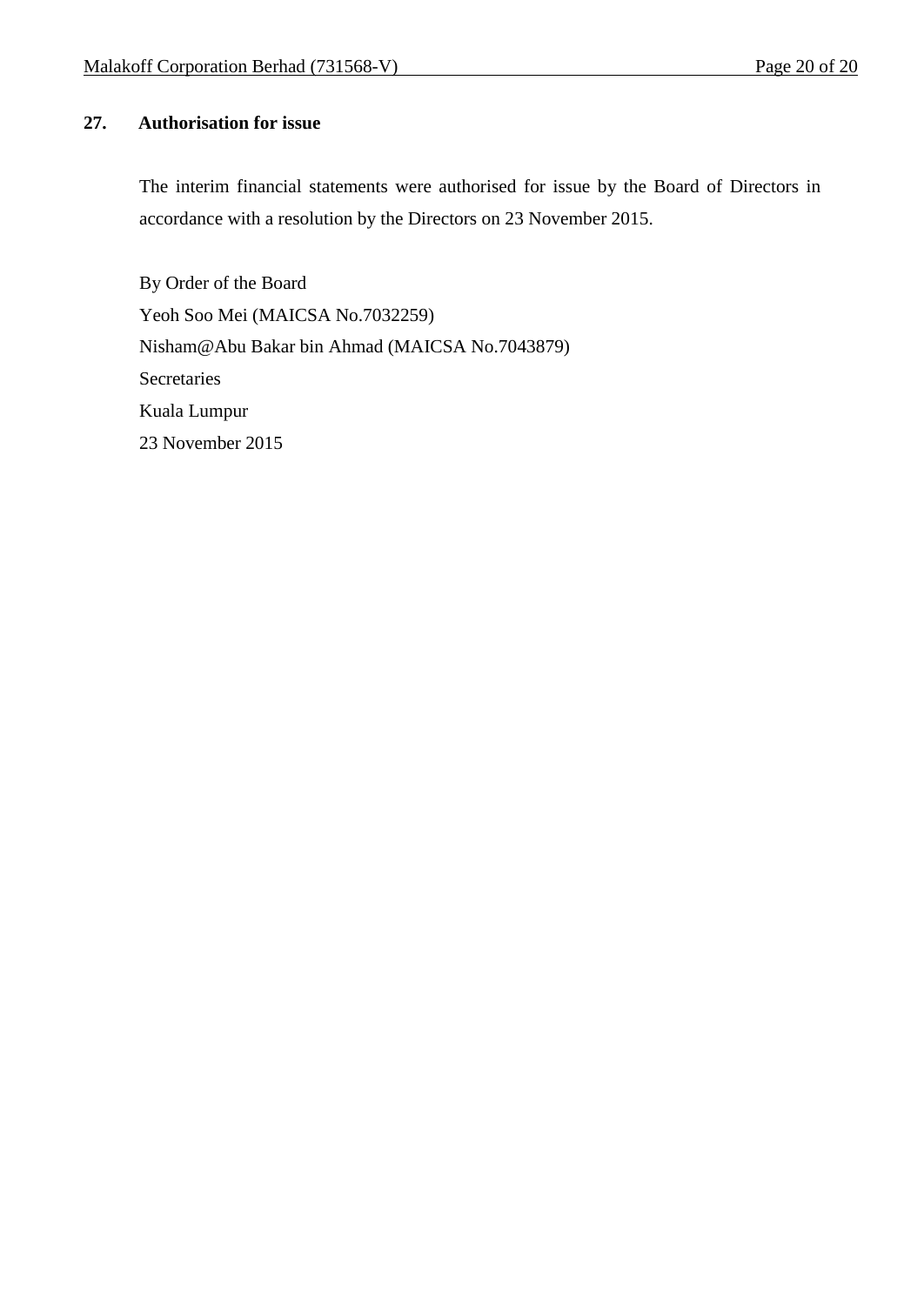## 27. Authorisation for issue

The interim financial statements were authorised for issue by the Board of Directors in accordance with a resolution by the Directors on 23 November 2015.

By Order of the Board
Yeoh Soo Mei (MAICSA No.7032259)
Nisham@Abu Bakar bin Ahmad (MAICSA No.7043879)
Secretaries
Kuala Lumpur
23 November 2015